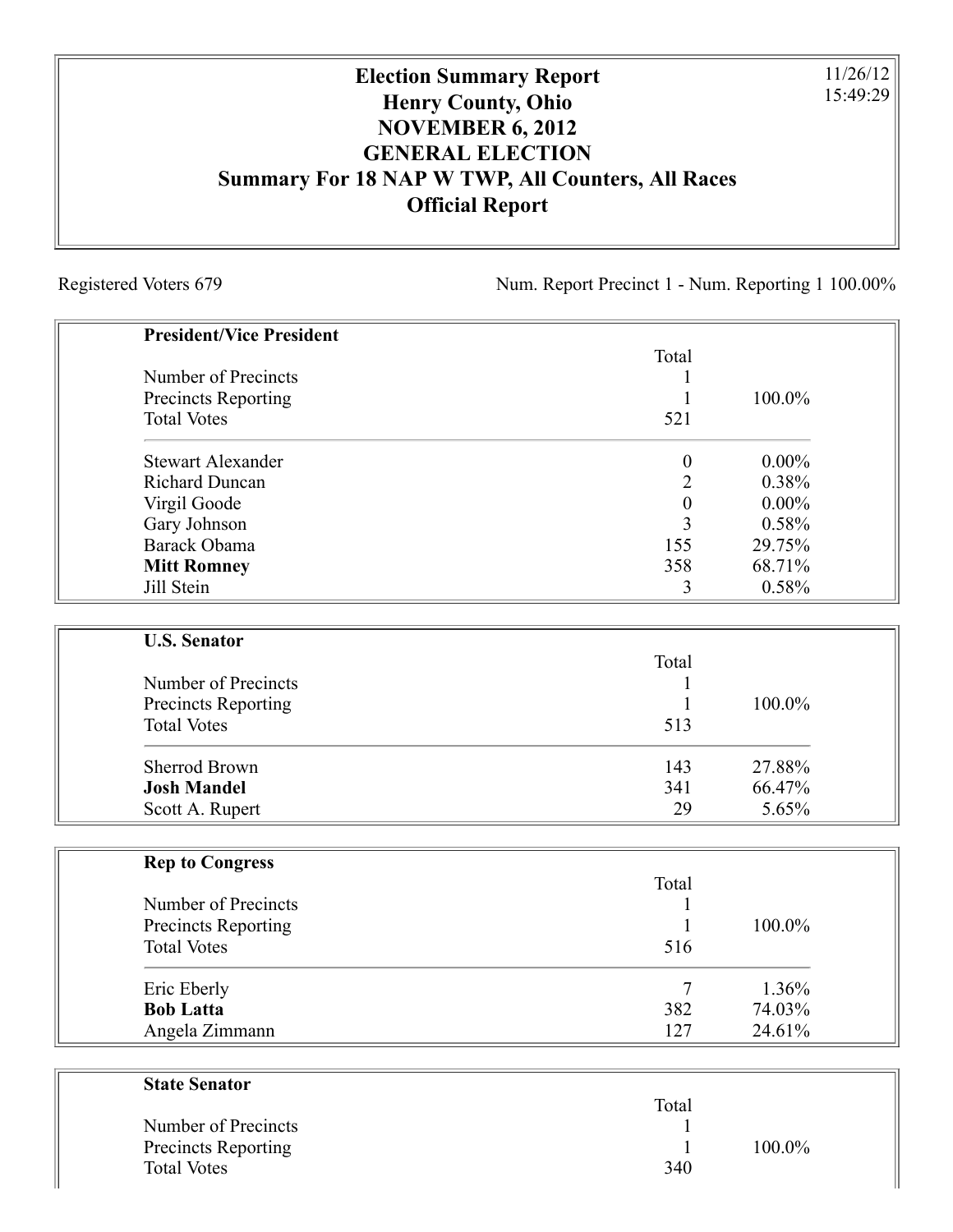# Election Summary Report
# Henry County, Ohio
# NOVEMBER 6, 2012
# GENERAL ELECTION
# Summary For 18 NAP W TWP, All Counters, All Races
# Official Report

11/26/12
15:49:29

Registered Voters 679

Num. Report Precinct 1 - Num. Reporting 1 100.00%

## President/Vice President

| | Total | |
|---|---|---|
| Number of Precincts | 1 | |
| Precincts Reporting | 1 | 100.0% |
| Total Votes | 521 | |
| Stewart Alexander | 0 | 0.00% |
| Richard Duncan | 2 | 0.38% |
| Virgil Goode | 0 | 0.00% |
| Gary Johnson | 3 | 0.58% |
| Barack Obama | 155 | 29.75% |
| **Mitt Romney** | 358 | 68.71% |
| Jill Stein | 3 | 0.58% |

## U.S. Senator

| | Total | |
|---|---|---|
| Number of Precincts | 1 | |
| Precincts Reporting | 1 | 100.0% |
| Total Votes | 513 | |
| Sherrod Brown | 143 | 27.88% |
| **Josh Mandel** | 341 | 66.47% |
| Scott A. Rupert | 29 | 5.65% |

## Rep to Congress

| | Total | |
|---|---|---|
| Number of Precincts | 1 | |
| Precincts Reporting | 1 | 100.0% |
| Total Votes | 516 | |
| Eric Eberly | 7 | 1.36% |
| **Bob Latta** | 382 | 74.03% |
| Angela Zimmann | 127 | 24.61% |

## State Senator

| | Total | |
|---|---|---|
| Number of Precincts | 1 | |
| Precincts Reporting | 1 | 100.0% |
| Total Votes | 340 | |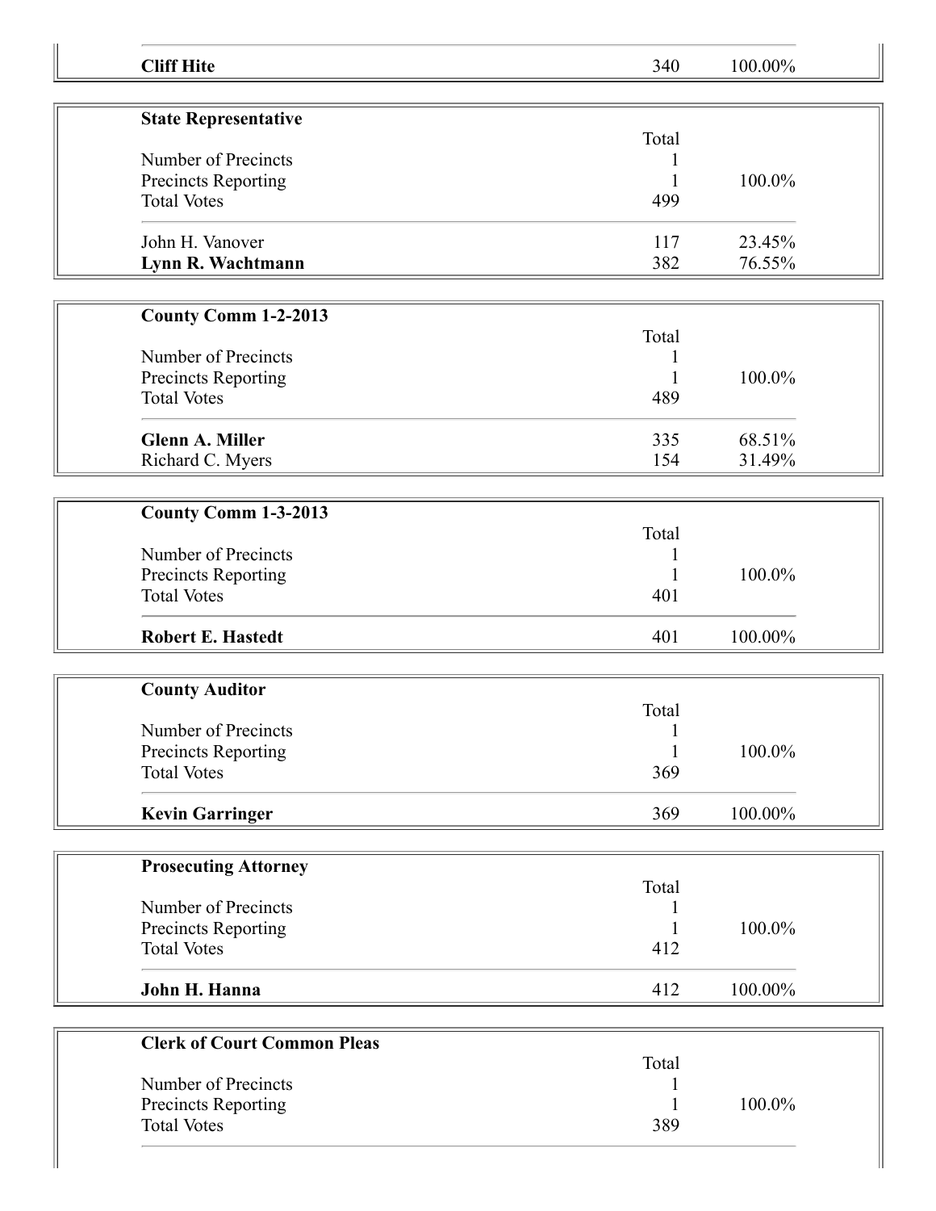| | | |
|---|---|---|
| **Cliff Hite** | 340 | 100.00% |

| **State Representative** | | |
|---|---|---|
| | Total | |
| Number of Precincts | 1 | |
| Precincts Reporting | 1 | 100.0% |
| Total Votes | 499 | |
| John H. Vanover | 117 | 23.45% |
| **Lynn R. Wachtmann** | 382 | 76.55% |

| **County Comm 1-2-2013** | | |
|---|---|---|
| | Total | |
| Number of Precincts | 1 | |
| Precincts Reporting | 1 | 100.0% |
| Total Votes | 489 | |
| **Glenn A. Miller** | 335 | 68.51% |
| Richard C. Myers | 154 | 31.49% |

| **County Comm 1-3-2013** | | |
|---|---|---|
| | Total | |
| Number of Precincts | 1 | |
| Precincts Reporting | 1 | 100.0% |
| Total Votes | 401 | |
| **Robert E. Hastedt** | 401 | 100.00% |

| **County Auditor** | | |
|---|---|---|
| | Total | |
| Number of Precincts | 1 | |
| Precincts Reporting | 1 | 100.0% |
| Total Votes | 369 | |
| **Kevin Garringer** | 369 | 100.00% |

| **Prosecuting Attorney** | | |
|---|---|---|
| | Total | |
| Number of Precincts | 1 | |
| Precincts Reporting | 1 | 100.0% |
| Total Votes | 412 | |
| **John H. Hanna** | 412 | 100.00% |

| **Clerk of Court Common Pleas** | | |
|---|---|---|
| | Total | |
| Number of Precincts | 1 | |
| Precincts Reporting | 1 | 100.0% |
| Total Votes | 389 | |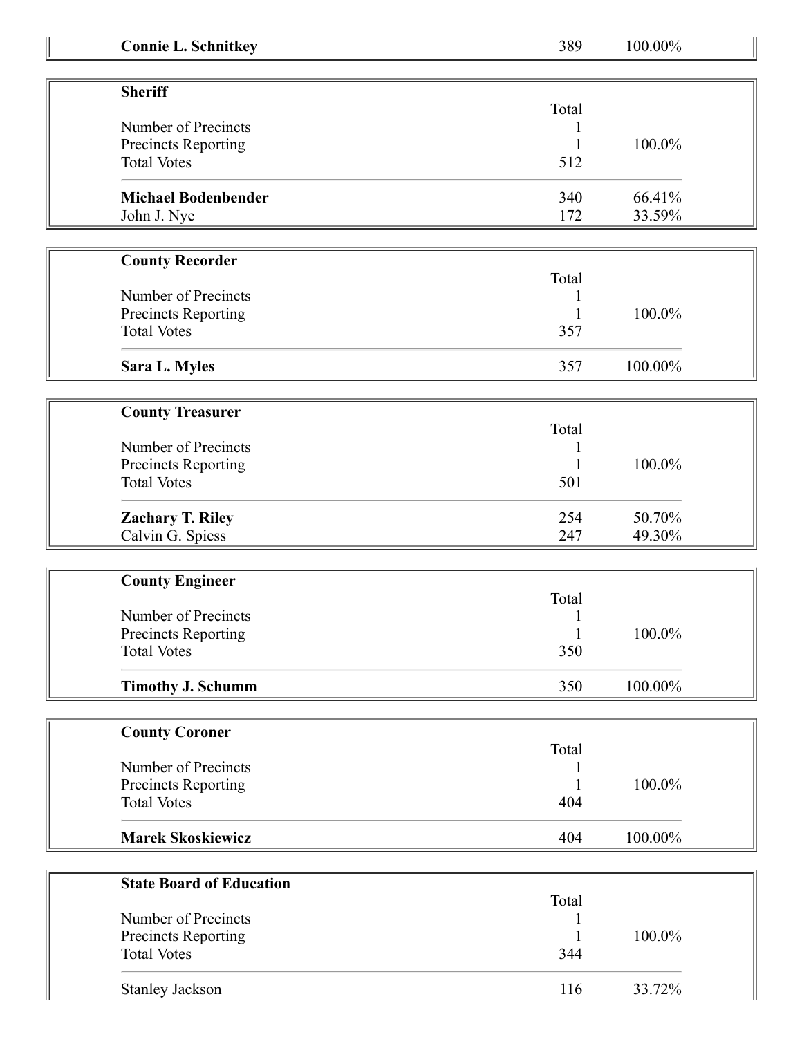| **Connie L. Schnitkey** | 389 | 100.00% |
|---|---|---|

| **Sheriff** | | |
|---|---|---|
| | Total | |
| Number of Precincts | 1 | |
| Precincts Reporting | 1 | 100.0% |
| Total Votes | 512 | |
| **Michael Bodenbender** | 340 | 66.41% |
| John J. Nye | 172 | 33.59% |

| **County Recorder** | | |
|---|---|---|
| | Total | |
| Number of Precincts | 1 | |
| Precincts Reporting | 1 | 100.0% |
| Total Votes | 357 | |
| **Sara L. Myles** | 357 | 100.00% |

| **County Treasurer** | | |
|---|---|---|
| | Total | |
| Number of Precincts | 1 | |
| Precincts Reporting | 1 | 100.0% |
| Total Votes | 501 | |
| **Zachary T. Riley** | 254 | 50.70% |
| Calvin G. Spiess | 247 | 49.30% |

| **County Engineer** | | |
|---|---|---|
| | Total | |
| Number of Precincts | 1 | |
| Precincts Reporting | 1 | 100.0% |
| Total Votes | 350 | |
| **Timothy J. Schumm** | 350 | 100.00% |

| **County Coroner** | | |
|---|---|---|
| | Total | |
| Number of Precincts | 1 | |
| Precincts Reporting | 1 | 100.0% |
| Total Votes | 404 | |
| **Marek Skoskiewicz** | 404 | 100.00% |

| **State Board of Education** | | |
|---|---|---|
| | Total | |
| Number of Precincts | 1 | |
| Precincts Reporting | 1 | 100.0% |
| Total Votes | 344 | |
| Stanley Jackson | 116 | 33.72% |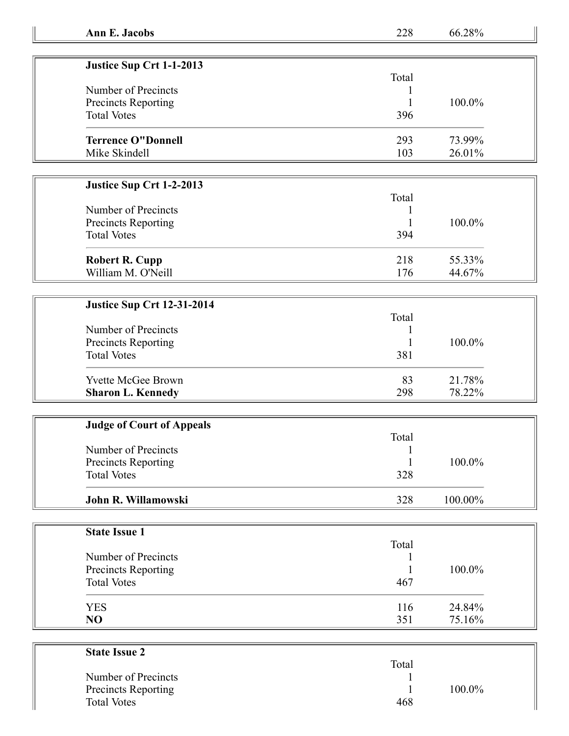| **Ann E. Jacobs** | 228 | 66.28% |
|---|---|---|

| **Justice Sup Crt 1-1-2013** | | |
|---|---|---|
| | Total | |
| Number of Precincts | 1 | |
| Precincts Reporting | 1 | 100.0% |
| Total Votes | 396 | |
| **Terrence O"Donnell** | 293 | 73.99% |
| Mike Skindell | 103 | 26.01% |

| **Justice Sup Crt 1-2-2013** | | |
|---|---|---|
| | Total | |
| Number of Precincts | 1 | |
| Precincts Reporting | 1 | 100.0% |
| Total Votes | 394 | |
| **Robert R. Cupp** | 218 | 55.33% |
| William M. O'Neill | 176 | 44.67% |

| **Justice Sup Crt 12-31-2014** | | |
|---|---|---|
| | Total | |
| Number of Precincts | 1 | |
| Precincts Reporting | 1 | 100.0% |
| Total Votes | 381 | |
| Yvette McGee Brown | 83 | 21.78% |
| **Sharon L. Kennedy** | 298 | 78.22% |

| **Judge of Court of Appeals** | | |
|---|---|---|
| | Total | |
| Number of Precincts | 1 | |
| Precincts Reporting | 1 | 100.0% |
| Total Votes | 328 | |
| **John R. Willamowski** | 328 | 100.00% |

| **State Issue 1** | | |
|---|---|---|
| | Total | |
| Number of Precincts | 1 | |
| Precincts Reporting | 1 | 100.0% |
| Total Votes | 467 | |
| YES | 116 | 24.84% |
| **NO** | 351 | 75.16% |

| **State Issue 2** | | |
|---|---|---|
| | Total | |
| Number of Precincts | 1 | |
| Precincts Reporting | 1 | 100.0% |
| Total Votes | 468 | |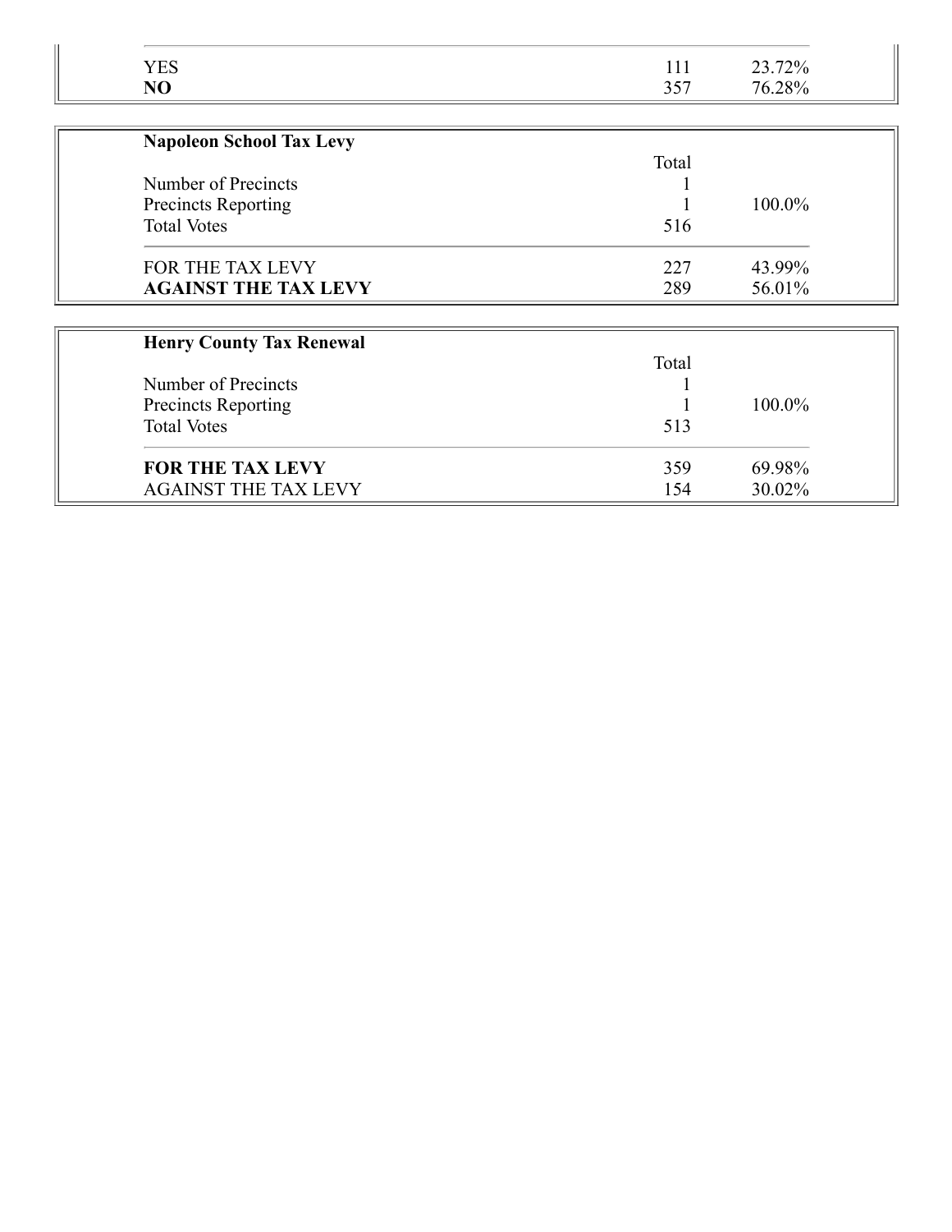| | | |
|---|---|---|
| YES | 111 | 23.72% |
| **NO** | 357 | 76.28% |

**Napoleon School Tax Levy**

| | Total | |
|---|---|---|
| Number of Precincts | 1 | |
| Precincts Reporting | 1 | 100.0% |
| Total Votes | 516 | |
| FOR THE TAX LEVY | 227 | 43.99% |
| **AGAINST THE TAX LEVY** | 289 | 56.01% |

**Henry County Tax Renewal**

| | Total | |
|---|---|---|
| Number of Precincts | 1 | |
| Precincts Reporting | 1 | 100.0% |
| Total Votes | 513 | |
| **FOR THE TAX LEVY** | 359 | 69.98% |
| AGAINST THE TAX LEVY | 154 | 30.02% |